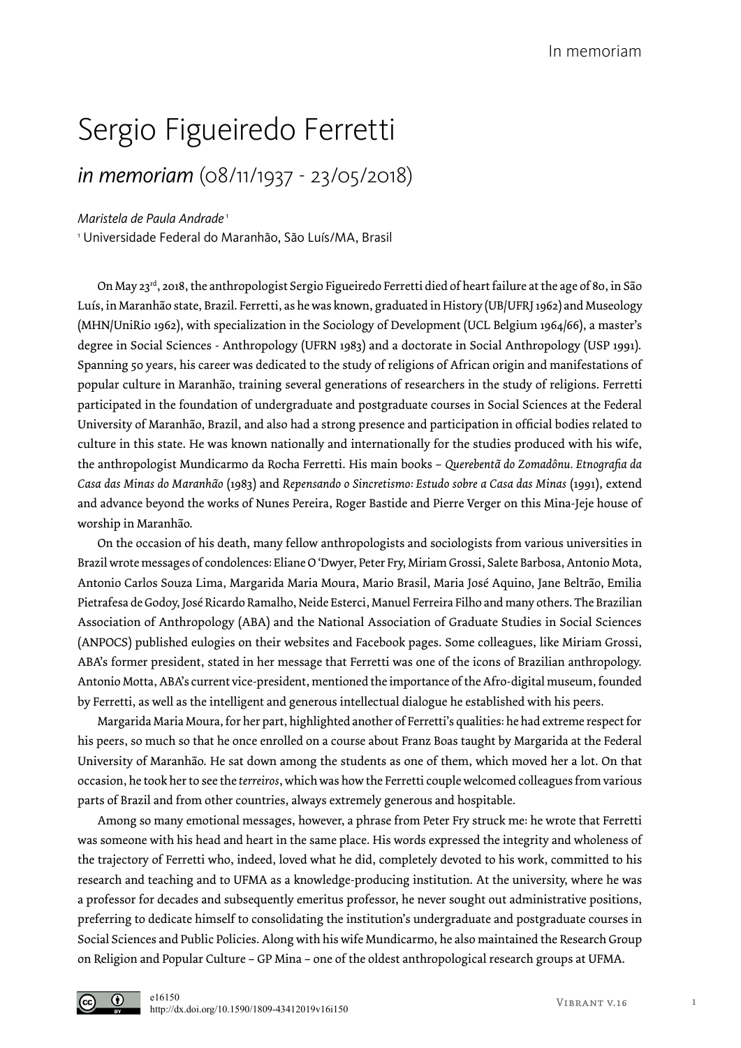# Sergio Figueiredo Ferretti

## *in memoriam* (08/11/1937 - 23/05/2018)

*Maristela de Paula Andrade* [1]

[1] Universidade Federal do Maranhão, São Luís/MA, Brasil

On May 23rd, 2018, the anthropologist Sergio Figueiredo Ferretti died of heart failure at the age of 80, in São Luís, in Maranhão state, Brazil. Ferretti, as he was known, graduated in History (UB/UFRJ 1962) and Museology (MHN/UniRio 1962), with specialization in the Sociology of Development (UCL Belgium 1964/66), a master's degree in Social Sciences - Anthropology (UFRN 1983) and a doctorate in Social Anthropology (USP 1991). Spanning 50 years, his career was dedicated to the study of religions of African origin and manifestations of popular culture in Maranhão, training several generations of researchers in the study of religions. Ferretti participated in the foundation of undergraduate and postgraduate courses in Social Sciences at the Federal University of Maranhão, Brazil, and also had a strong presence and participation in official bodies related to culture in this state. He was known nationally and internationally for the studies produced with his wife, the anthropologist Mundicarmo da Rocha Ferretti. His main books – *Querebentã do Zomadônu. Etnografia da Casa das Minas do Maranhão* (1983) and *Repensando o Sincretismo: Estudo sobre a Casa das Minas* (1991), extend and advance beyond the works of Nunes Pereira, Roger Bastide and Pierre Verger on this Mina-Jeje house of worship in Maranhão.

On the occasion of his death, many fellow anthropologists and sociologists from various universities in Brazil wrote messages of condolences: Eliane O 'Dwyer, Peter Fry, Miriam Grossi, Salete Barbosa, Antonio Mota, Antonio Carlos Souza Lima, Margarida Maria Moura, Mario Brasil, Maria José Aquino, Jane Beltrão, Emilia Pietrafesa de Godoy, José Ricardo Ramalho, Neide Esterci, Manuel Ferreira Filho and many others. The Brazilian Association of Anthropology (ABA) and the National Association of Graduate Studies in Social Sciences (ANPOCS) published eulogies on their websites and Facebook pages. Some colleagues, like Miriam Grossi, ABA's former president, stated in her message that Ferretti was one of the icons of Brazilian anthropology. Antonio Motta, ABA's current vice-president, mentioned the importance of the Afro-digital museum, founded by Ferretti, as well as the intelligent and generous intellectual dialogue he established with his peers.

Margarida Maria Moura, for her part, highlighted another of Ferretti's qualities: he had extreme respect for his peers, so much so that he once enrolled on a course about Franz Boas taught by Margarida at the Federal University of Maranhão. He sat down among the students as one of them, which moved her a lot. On that occasion, he took her to see the *terreiros*, which was how the Ferretti couple welcomed colleagues from various parts of Brazil and from other countries, always extremely generous and hospitable.

Among so many emotional messages, however, a phrase from Peter Fry struck me: he wrote that Ferretti was someone with his head and heart in the same place. His words expressed the integrity and wholeness of the trajectory of Ferretti who, indeed, loved what he did, completely devoted to his work, committed to his research and teaching and to UFMA as a knowledge-producing institution. At the university, where he was a professor for decades and subsequently emeritus professor, he never sought out administrative positions, preferring to dedicate himself to consolidating the institution's undergraduate and postgraduate courses in Social Sciences and Public Policies. Along with his wife Mundicarmo, he also maintained the Research Group on Religion and Popular Culture – GP Mina – one of the oldest anthropological research groups at UFMA.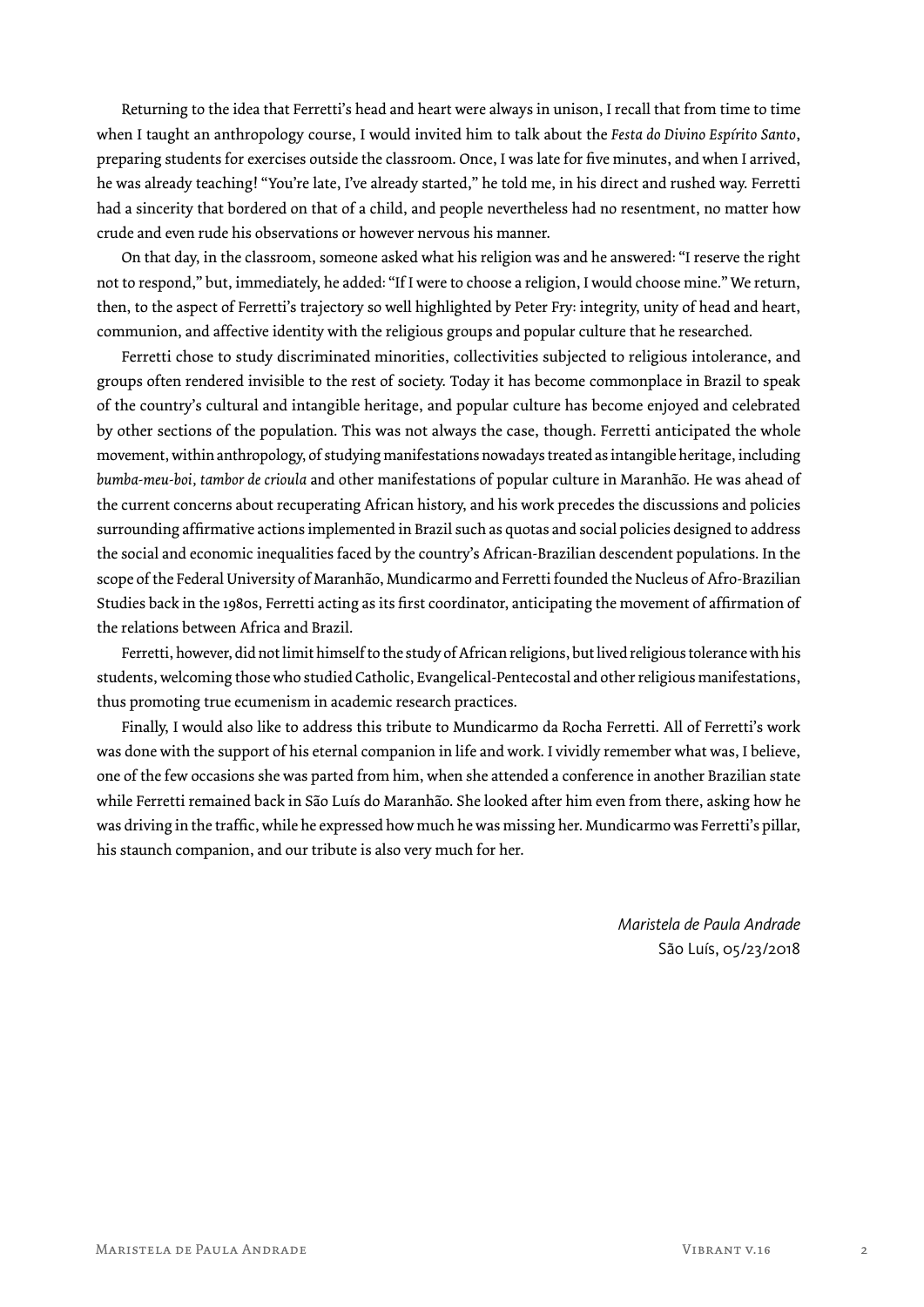Returning to the idea that Ferretti's head and heart were always in unison, I recall that from time to time when I taught an anthropology course, I would invited him to talk about the *Festa do Divino Espírito Santo*, preparing students for exercises outside the classroom. Once, I was late for five minutes, and when I arrived, he was already teaching! "You're late, I've already started," he told me, in his direct and rushed way. Ferretti had a sincerity that bordered on that of a child, and people nevertheless had no resentment, no matter how crude and even rude his observations or however nervous his manner.

On that day, in the classroom, someone asked what his religion was and he answered: "I reserve the right not to respond," but, immediately, he added: "If I were to choose a religion, I would choose mine." We return, then, to the aspect of Ferretti's trajectory so well highlighted by Peter Fry: integrity, unity of head and heart, communion, and affective identity with the religious groups and popular culture that he researched.

Ferretti chose to study discriminated minorities, collectivities subjected to religious intolerance, and groups often rendered invisible to the rest of society. Today it has become commonplace in Brazil to speak of the country's cultural and intangible heritage, and popular culture has become enjoyed and celebrated by other sections of the population. This was not always the case, though. Ferretti anticipated the whole movement, within anthropology, of studying manifestations nowadays treated as intangible heritage, including *bumba-meu-boi*, *tambor de crioula* and other manifestations of popular culture in Maranhão. He was ahead of the current concerns about recuperating African history, and his work precedes the discussions and policies surrounding affirmative actions implemented in Brazil such as quotas and social policies designed to address the social and economic inequalities faced by the country's African-Brazilian descendent populations. In the scope of the Federal University of Maranhão, Mundicarmo and Ferretti founded the Nucleus of Afro-Brazilian Studies back in the 1980s, Ferretti acting as its first coordinator, anticipating the movement of affirmation of the relations between Africa and Brazil.

Ferretti, however, did not limit himself to the study of African religions, but lived religious tolerance with his students, welcoming those who studied Catholic, Evangelical-Pentecostal and other religious manifestations, thus promoting true ecumenism in academic research practices.

Finally, I would also like to address this tribute to Mundicarmo da Rocha Ferretti. All of Ferretti's work was done with the support of his eternal companion in life and work. I vividly remember what was, I believe, one of the few occasions she was parted from him, when she attended a conference in another Brazilian state while Ferretti remained back in São Luís do Maranhão. She looked after him even from there, asking how he was driving in the traffic, while he expressed how much he was missing her. Mundicarmo was Ferretti's pillar, his staunch companion, and our tribute is also very much for her.

*Maristela de Paula Andrade*
São Luís, 05/23/2018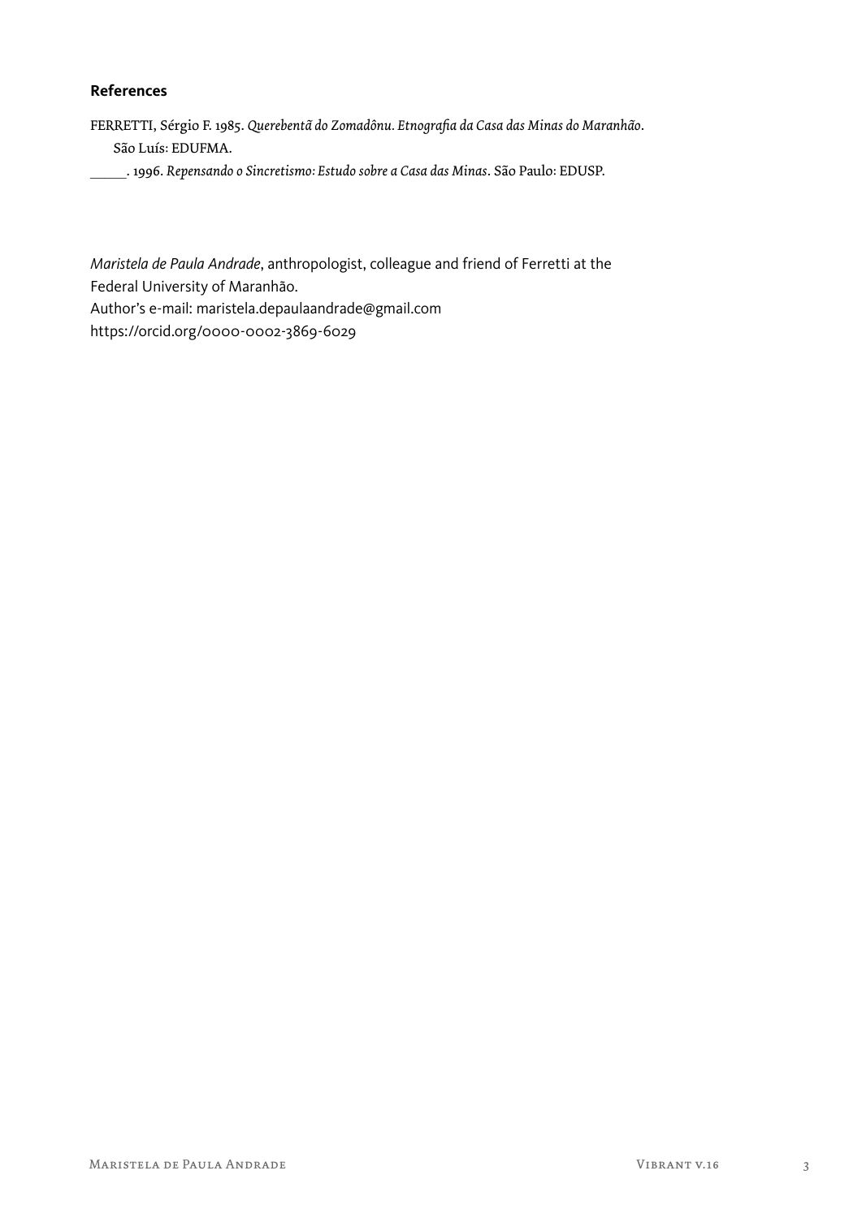## References

FERRETTI, Sérgio F. 1985. *Querebentã do Zomadônu. Etnografia da Casa das Minas do Maranhão*. São Luís: EDUFMA.

_____. 1996. *Repensando o Sincretismo: Estudo sobre a Casa das Minas*. São Paulo: EDUSP.

*Maristela de Paula Andrade*, anthropologist, colleague and friend of Ferretti at the Federal University of Maranhão.
Author's e-mail: maristela.depaulaandrade@gmail.com
https://orcid.org/0000-0002-3869-6029